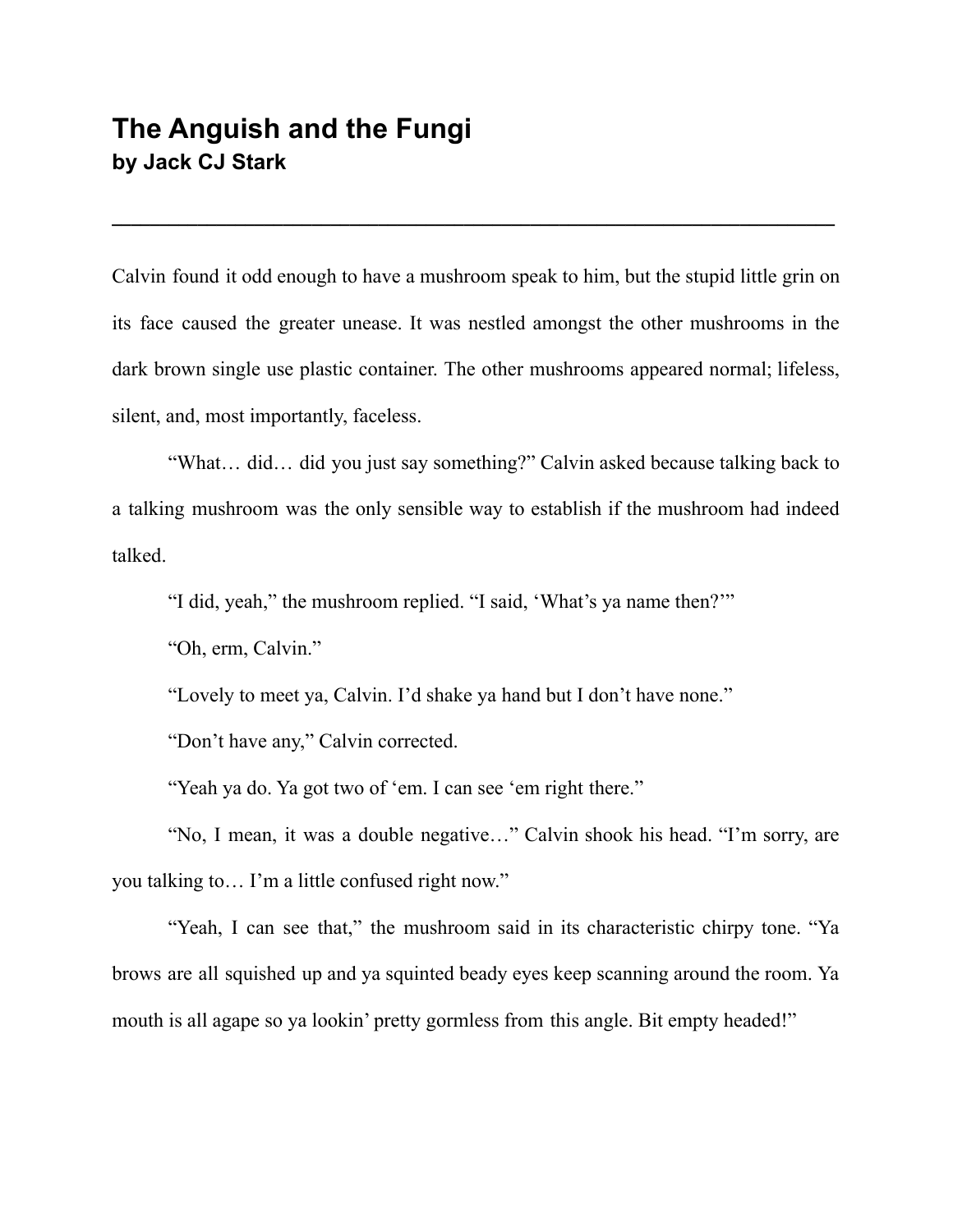# The Anguish and the Fungi
**by Jack CJ Stark**

---

Calvin found it odd enough to have a mushroom speak to him, but the stupid little grin on its face caused the greater unease. It was nestled amongst the other mushrooms in the dark brown single use plastic container. The other mushrooms appeared normal; lifeless, silent, and, most importantly, faceless.

"What… did… did you just say something?" Calvin asked because talking back to a talking mushroom was the only sensible way to establish if the mushroom had indeed talked.

"I did, yeah," the mushroom replied. "I said, 'What's ya name then?'"

"Oh, erm, Calvin."

"Lovely to meet ya, Calvin. I'd shake ya hand but I don't have none."

"Don't have any," Calvin corrected.

"Yeah ya do. Ya got two of 'em. I can see 'em right there."

"No, I mean, it was a double negative…" Calvin shook his head. "I'm sorry, are you talking to… I'm a little confused right now."

"Yeah, I can see that," the mushroom said in its characteristic chirpy tone. "Ya brows are all squished up and ya squinted beady eyes keep scanning around the room. Ya mouth is all agape so ya lookin' pretty gormless from this angle. Bit empty headed!"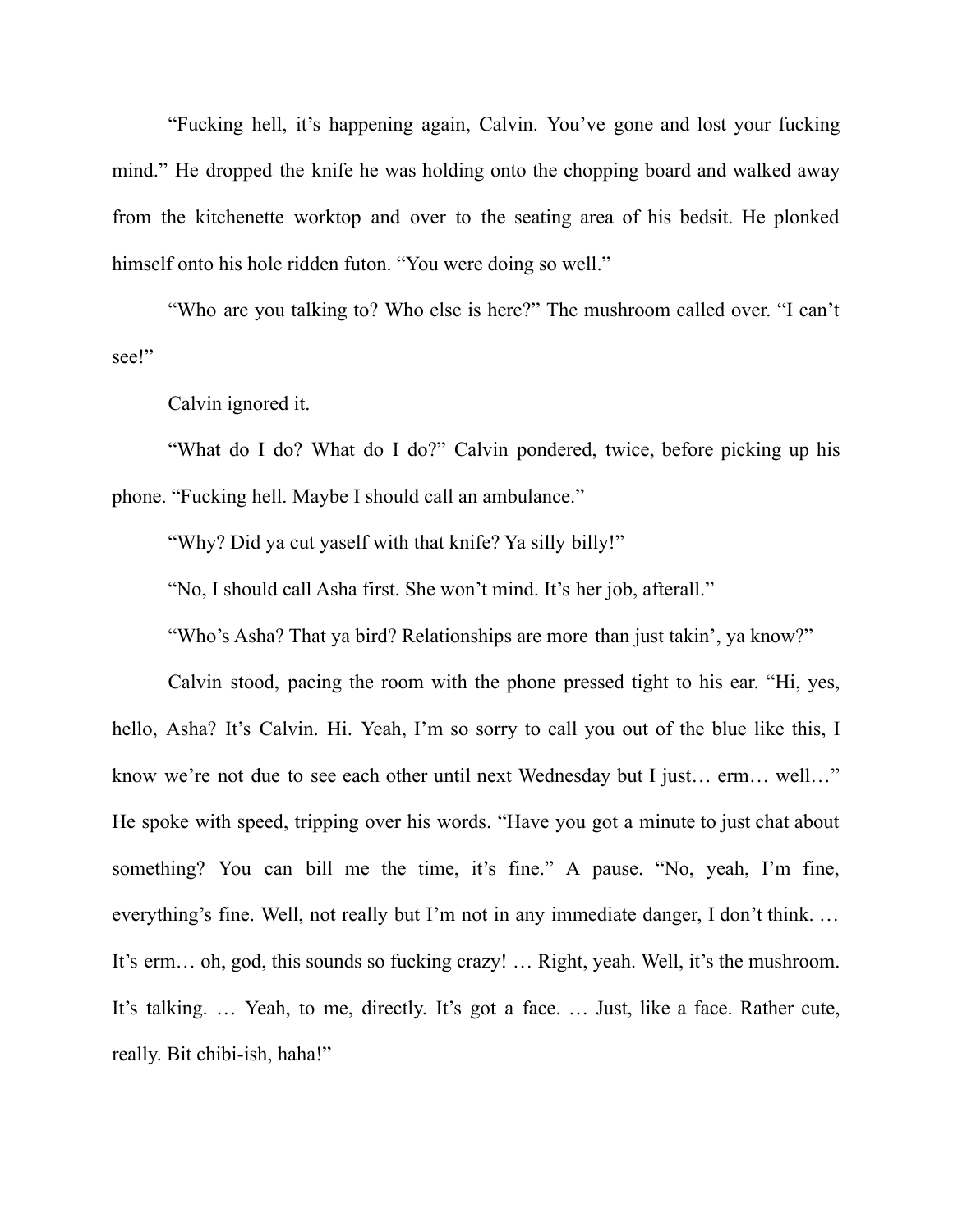"Fucking hell, it's happening again, Calvin. You've gone and lost your fucking mind." He dropped the knife he was holding onto the chopping board and walked away from the kitchenette worktop and over to the seating area of his bedsit. He plonked himself onto his hole ridden futon. "You were doing so well."

"Who are you talking to? Who else is here?" The mushroom called over. "I can't see!"

Calvin ignored it.

"What do I do? What do I do?" Calvin pondered, twice, before picking up his phone. "Fucking hell. Maybe I should call an ambulance."

"Why? Did ya cut yaself with that knife? Ya silly billy!"

"No, I should call Asha first. She won't mind. It's her job, afterall."

"Who's Asha? That ya bird? Relationships are more than just takin', ya know?"

Calvin stood, pacing the room with the phone pressed tight to his ear. "Hi, yes, hello, Asha? It's Calvin. Hi. Yeah, I'm so sorry to call you out of the blue like this, I know we're not due to see each other until next Wednesday but I just… erm… well…" He spoke with speed, tripping over his words. "Have you got a minute to just chat about something? You can bill me the time, it's fine." A pause. "No, yeah, I'm fine, everything's fine. Well, not really but I'm not in any immediate danger, I don't think. … It's erm… oh, god, this sounds so fucking crazy! … Right, yeah. Well, it's the mushroom. It's talking. … Yeah, to me, directly. It's got a face. … Just, like a face. Rather cute, really. Bit chibi-ish, haha!"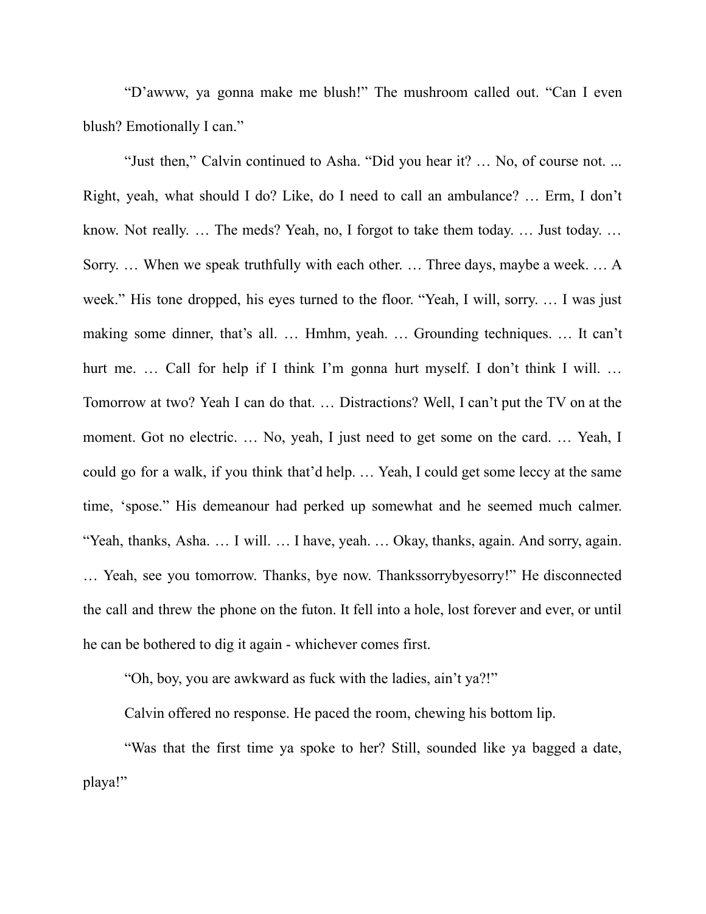"D'awww, ya gonna make me blush!" The mushroom called out. "Can I even blush? Emotionally I can."

"Just then," Calvin continued to Asha. "Did you hear it? … No, of course not. ... Right, yeah, what should I do? Like, do I need to call an ambulance? … Erm, I don't know. Not really. … The meds? Yeah, no, I forgot to take them today. … Just today. … Sorry. … When we speak truthfully with each other. … Three days, maybe a week. … A week." His tone dropped, his eyes turned to the floor. "Yeah, I will, sorry. … I was just making some dinner, that's all. … Hmhm, yeah. … Grounding techniques. … It can't hurt me. … Call for help if I think I'm gonna hurt myself. I don't think I will. … Tomorrow at two? Yeah I can do that. … Distractions? Well, I can't put the TV on at the moment. Got no electric. … No, yeah, I just need to get some on the card. … Yeah, I could go for a walk, if you think that'd help. … Yeah, I could get some leccy at the same time, 'spose." His demeanour had perked up somewhat and he seemed much calmer. "Yeah, thanks, Asha. … I will. … I have, yeah. … Okay, thanks, again. And sorry, again. … Yeah, see you tomorrow. Thanks, bye now. Thankssorrybyesorry!" He disconnected the call and threw the phone on the futon. It fell into a hole, lost forever and ever, or until he can be bothered to dig it again - whichever comes first.

"Oh, boy, you are awkward as fuck with the ladies, ain't ya?!"

Calvin offered no response. He paced the room, chewing his bottom lip.

"Was that the first time ya spoke to her? Still, sounded like ya bagged a date, playa!"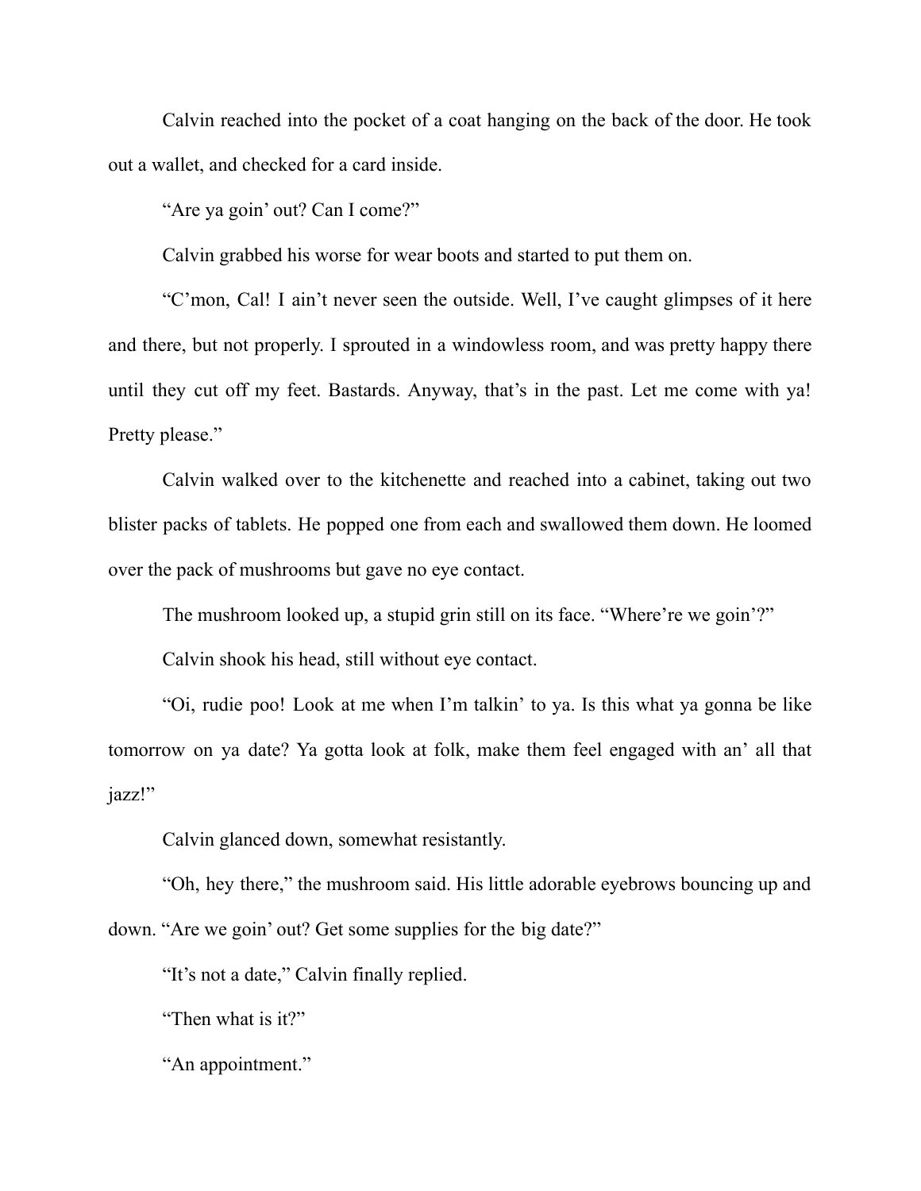Calvin reached into the pocket of a coat hanging on the back of the door. He took out a wallet, and checked for a card inside.

"Are ya goin' out? Can I come?"

Calvin grabbed his worse for wear boots and started to put them on.

"C'mon, Cal! I ain't never seen the outside. Well, I've caught glimpses of it here and there, but not properly. I sprouted in a windowless room, and was pretty happy there until they cut off my feet. Bastards. Anyway, that's in the past. Let me come with ya! Pretty please."

Calvin walked over to the kitchenette and reached into a cabinet, taking out two blister packs of tablets. He popped one from each and swallowed them down. He loomed over the pack of mushrooms but gave no eye contact.

The mushroom looked up, a stupid grin still on its face. "Where're we goin'?"

Calvin shook his head, still without eye contact.

"Oi, rudie poo! Look at me when I'm talkin' to ya. Is this what ya gonna be like tomorrow on ya date? Ya gotta look at folk, make them feel engaged with an' all that jazz!"

Calvin glanced down, somewhat resistantly.

"Oh, hey there," the mushroom said. His little adorable eyebrows bouncing up and down. "Are we goin' out? Get some supplies for the big date?"

"It's not a date," Calvin finally replied.

"Then what is it?"

"An appointment."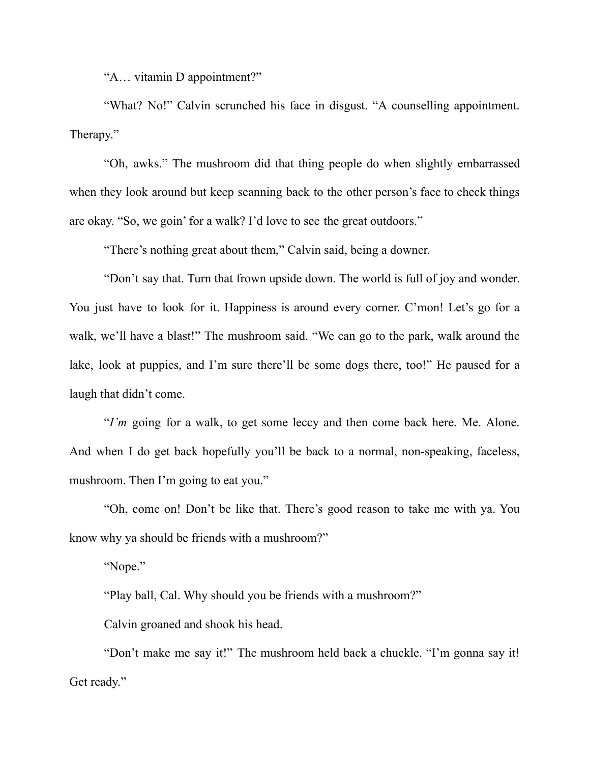"A… vitamin D appointment?"

"What? No!" Calvin scrunched his face in disgust. "A counselling appointment. Therapy."

"Oh, awks." The mushroom did that thing people do when slightly embarrassed when they look around but keep scanning back to the other person's face to check things are okay. "So, we goin' for a walk? I'd love to see the great outdoors."

"There's nothing great about them," Calvin said, being a downer.

"Don't say that. Turn that frown upside down. The world is full of joy and wonder. You just have to look for it. Happiness is around every corner. C'mon! Let's go for a walk, we'll have a blast!" The mushroom said. "We can go to the park, walk around the lake, look at puppies, and I'm sure there'll be some dogs there, too!" He paused for a laugh that didn't come.

"*I'm* going for a walk, to get some leccy and then come back here. Me. Alone. And when I do get back hopefully you'll be back to a normal, non-speaking, faceless, mushroom. Then I'm going to eat you."

"Oh, come on! Don't be like that. There's good reason to take me with ya. You know why ya should be friends with a mushroom?"

"Nope."

"Play ball, Cal. Why should you be friends with a mushroom?"

Calvin groaned and shook his head.

"Don't make me say it!" The mushroom held back a chuckle. "I'm gonna say it! Get ready."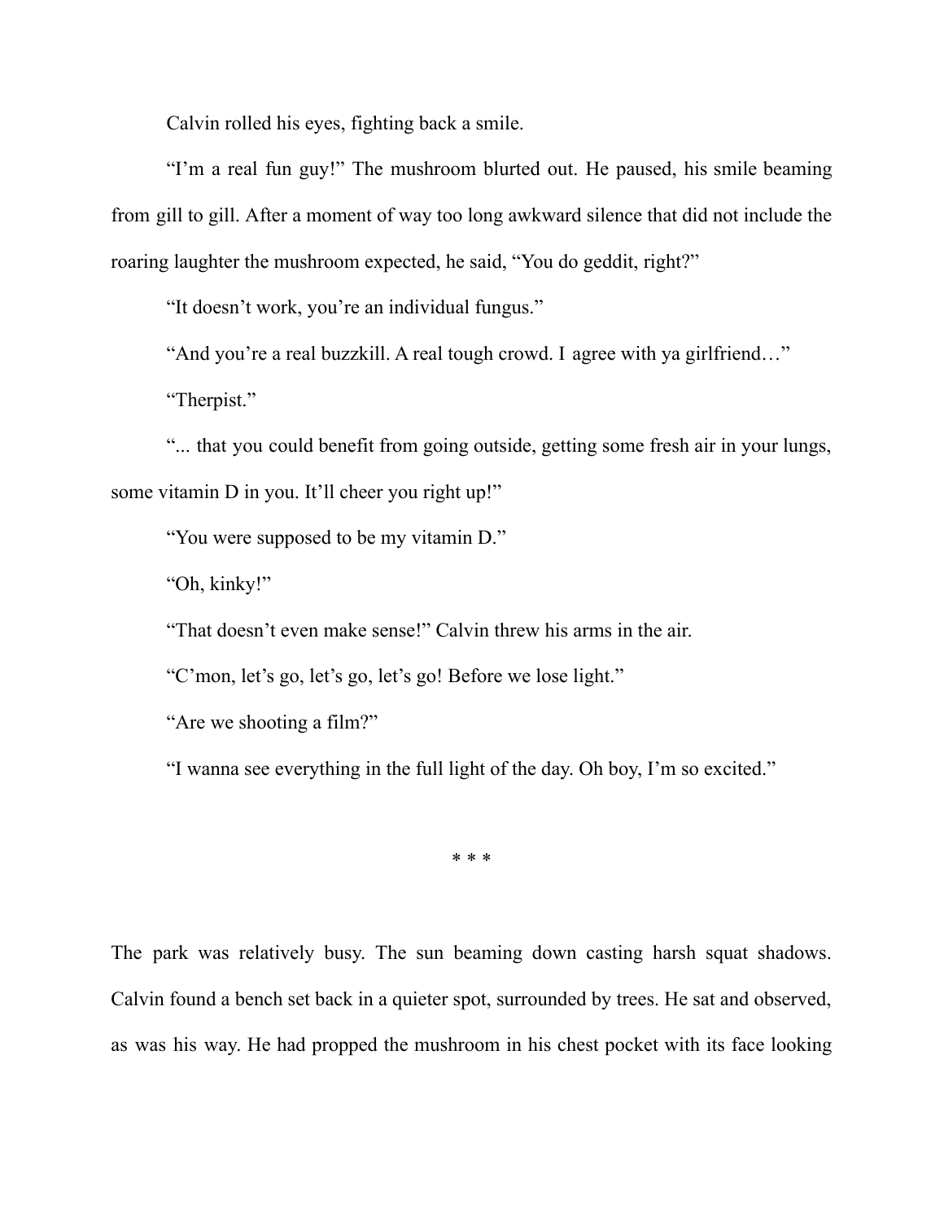Calvin rolled his eyes, fighting back a smile.

"I'm a real fun guy!" The mushroom blurted out. He paused, his smile beaming from gill to gill. After a moment of way too long awkward silence that did not include the roaring laughter the mushroom expected, he said, "You do geddit, right?"

"It doesn't work, you're an individual fungus."

"And you're a real buzzkill. A real tough crowd. I agree with ya girlfriend…"

"Therpist."

"... that you could benefit from going outside, getting some fresh air in your lungs, some vitamin D in you. It'll cheer you right up!"

"You were supposed to be my vitamin D."

"Oh, kinky!"

"That doesn't even make sense!" Calvin threw his arms in the air.

"C'mon, let's go, let's go, let's go! Before we lose light."

"Are we shooting a film?"

"I wanna see everything in the full light of the day. Oh boy, I'm so excited."

\* \* \*

The park was relatively busy. The sun beaming down casting harsh squat shadows. Calvin found a bench set back in a quieter spot, surrounded by trees. He sat and observed, as was his way. He had propped the mushroom in his chest pocket with its face looking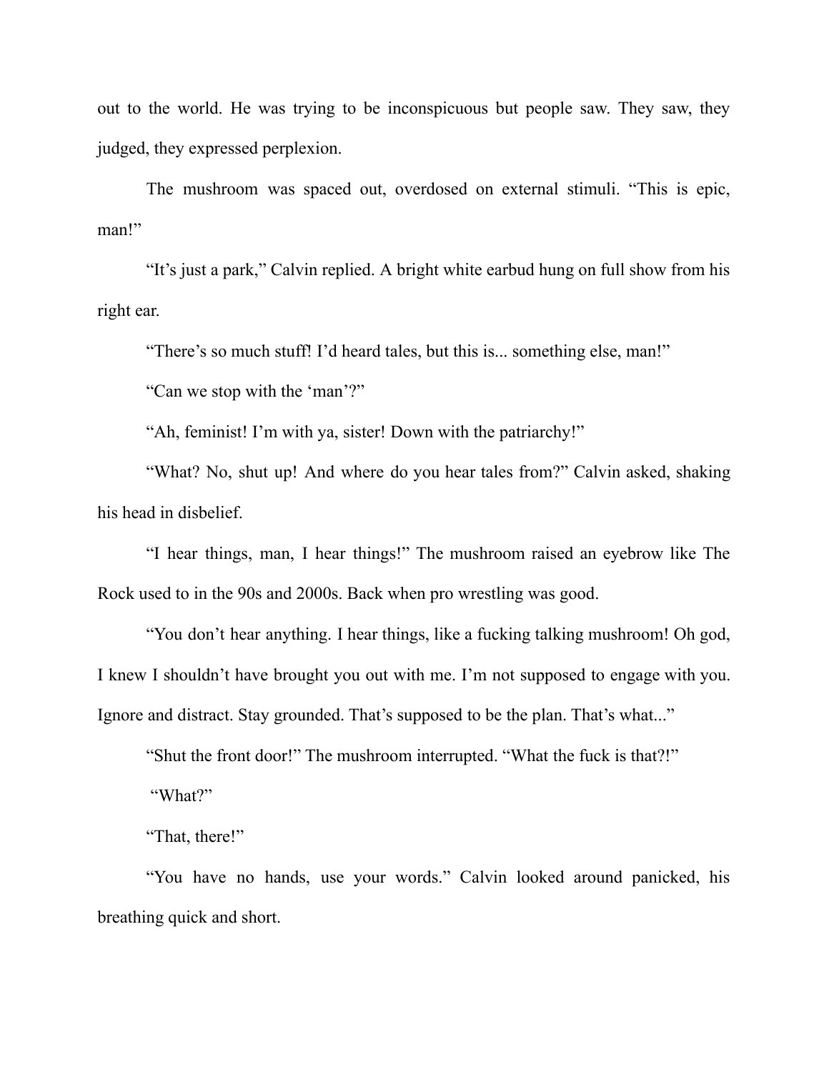out to the world. He was trying to be inconspicuous but people saw. They saw, they judged, they expressed perplexion.

The mushroom was spaced out, overdosed on external stimuli. “This is epic, man!”

“It’s just a park,” Calvin replied. A bright white earbud hung on full show from his right ear.

“There’s so much stuff! I’d heard tales, but this is... something else, man!”

“Can we stop with the ‘man’?”

“Ah, feminist! I’m with ya, sister! Down with the patriarchy!”

“What? No, shut up! And where do you hear tales from?” Calvin asked, shaking his head in disbelief.

“I hear things, man, I hear things!” The mushroom raised an eyebrow like The Rock used to in the 90s and 2000s. Back when pro wrestling was good.

“You don’t hear anything. I hear things, like a fucking talking mushroom! Oh god, I knew I shouldn’t have brought you out with me. I’m not supposed to engage with you. Ignore and distract. Stay grounded. That’s supposed to be the plan. That’s what...”

“Shut the front door!” The mushroom interrupted. “What the fuck is that?!”

“What?”

“That, there!”

“You have no hands, use your words.” Calvin looked around panicked, his breathing quick and short.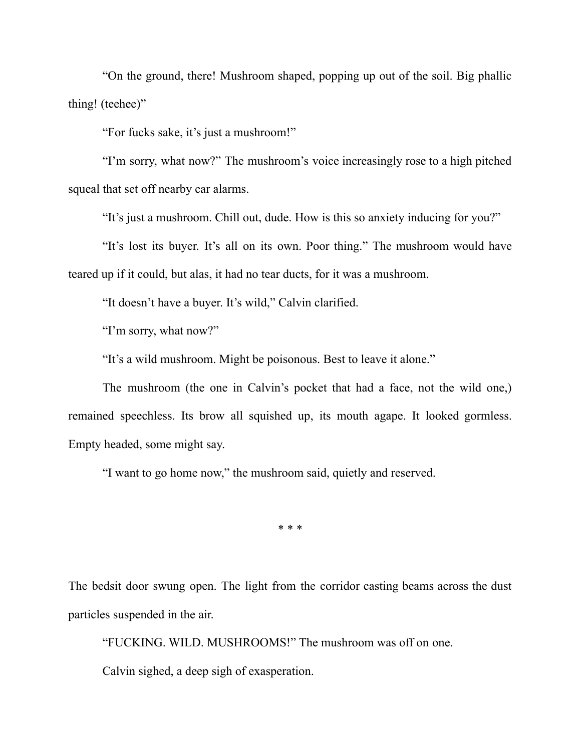"On the ground, there! Mushroom shaped, popping up out of the soil. Big phallic thing! (teehee)"

"For fucks sake, it's just a mushroom!"

"I'm sorry, what now?" The mushroom's voice increasingly rose to a high pitched squeal that set off nearby car alarms.

"It's just a mushroom. Chill out, dude. How is this so anxiety inducing for you?"

"It's lost its buyer. It's all on its own. Poor thing." The mushroom would have teared up if it could, but alas, it had no tear ducts, for it was a mushroom.

"It doesn't have a buyer. It's wild," Calvin clarified.

"I'm sorry, what now?"

"It's a wild mushroom. Might be poisonous. Best to leave it alone."

The mushroom (the one in Calvin's pocket that had a face, not the wild one,) remained speechless. Its brow all squished up, its mouth agape. It looked gormless. Empty headed, some might say.

"I want to go home now," the mushroom said, quietly and reserved.

* * *

The bedsit door swung open. The light from the corridor casting beams across the dust particles suspended in the air.

"FUCKING. WILD. MUSHROOMS!" The mushroom was off on one.

Calvin sighed, a deep sigh of exasperation.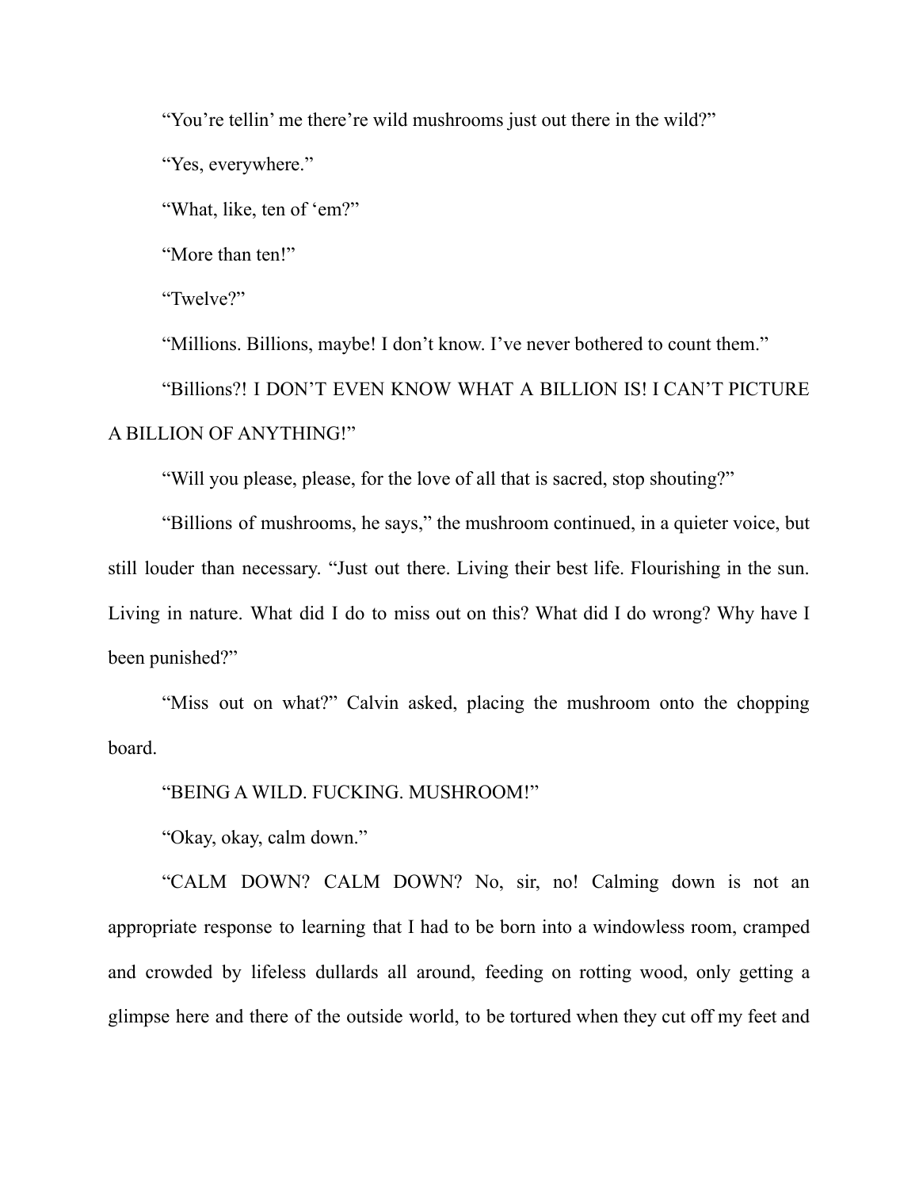"You're tellin' me there're wild mushrooms just out there in the wild?"

"Yes, everywhere."

"What, like, ten of 'em?"

"More than ten!"

"Twelve?"

"Millions. Billions, maybe! I don't know. I've never bothered to count them."

"Billions?! I DON'T EVEN KNOW WHAT A BILLION IS! I CAN'T PICTURE A BILLION OF ANYTHING!"

"Will you please, please, for the love of all that is sacred, stop shouting?"

"Billions of mushrooms, he says," the mushroom continued, in a quieter voice, but still louder than necessary. "Just out there. Living their best life. Flourishing in the sun. Living in nature. What did I do to miss out on this? What did I do wrong? Why have I been punished?"

"Miss out on what?" Calvin asked, placing the mushroom onto the chopping board.

"BEING A WILD. FUCKING. MUSHROOM!"

"Okay, okay, calm down."

"CALM DOWN? CALM DOWN? No, sir, no! Calming down is not an appropriate response to learning that I had to be born into a windowless room, cramped and crowded by lifeless dullards all around, feeding on rotting wood, only getting a glimpse here and there of the outside world, to be tortured when they cut off my feet and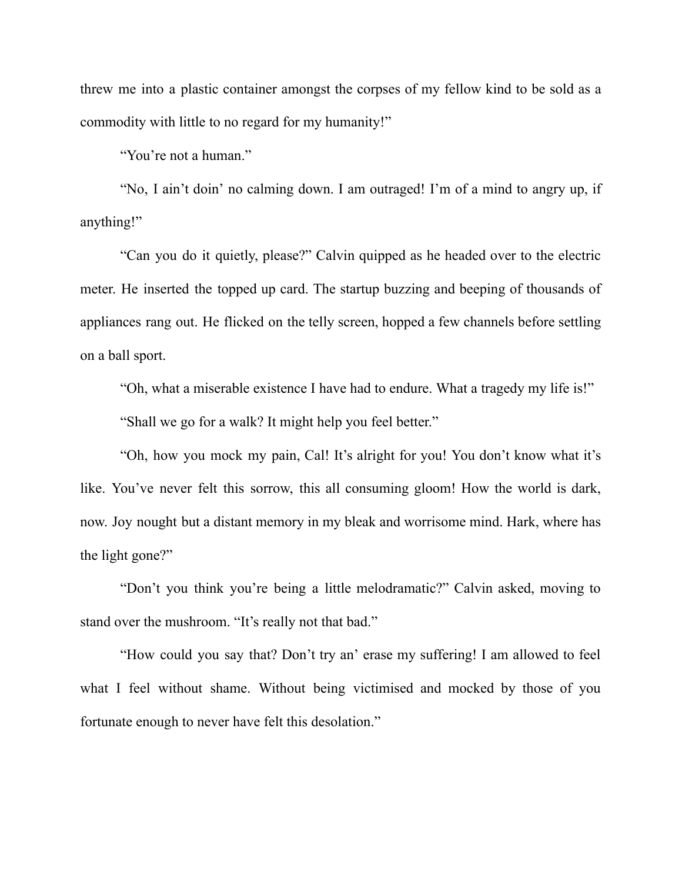threw me into a plastic container amongst the corpses of my fellow kind to be sold as a commodity with little to no regard for my humanity!"

"You're not a human."

"No, I ain't doin' no calming down. I am outraged! I'm of a mind to angry up, if anything!"

"Can you do it quietly, please?" Calvin quipped as he headed over to the electric meter. He inserted the topped up card. The startup buzzing and beeping of thousands of appliances rang out. He flicked on the telly screen, hopped a few channels before settling on a ball sport.

"Oh, what a miserable existence I have had to endure. What a tragedy my life is!"

"Shall we go for a walk? It might help you feel better."

"Oh, how you mock my pain, Cal! It's alright for you! You don't know what it's like. You've never felt this sorrow, this all consuming gloom! How the world is dark, now. Joy nought but a distant memory in my bleak and worrisome mind. Hark, where has the light gone?"

"Don't you think you're being a little melodramatic?" Calvin asked, moving to stand over the mushroom. "It's really not that bad."

"How could you say that? Don't try an' erase my suffering! I am allowed to feel what I feel without shame. Without being victimised and mocked by those of you fortunate enough to never have felt this desolation."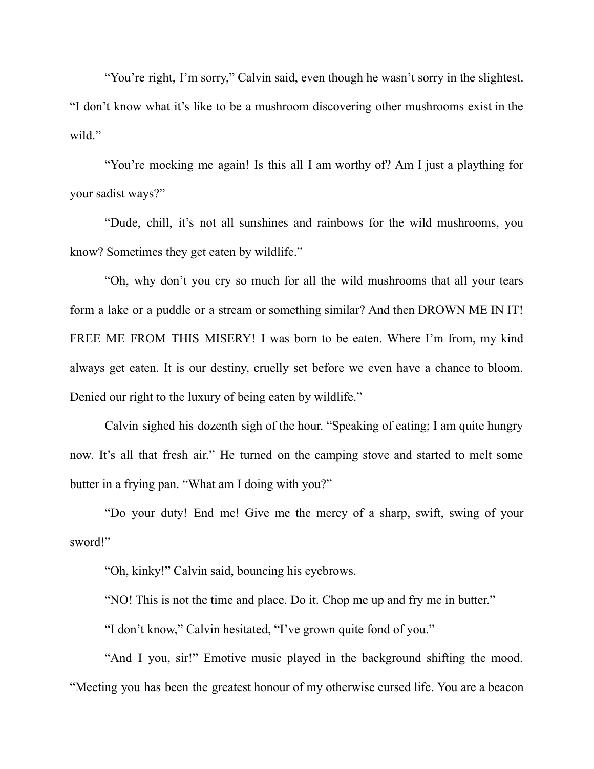"You're right, I'm sorry," Calvin said, even though he wasn't sorry in the slightest. "I don't know what it's like to be a mushroom discovering other mushrooms exist in the wild."

"You're mocking me again! Is this all I am worthy of? Am I just a plaything for your sadist ways?"

"Dude, chill, it's not all sunshines and rainbows for the wild mushrooms, you know? Sometimes they get eaten by wildlife."

"Oh, why don't you cry so much for all the wild mushrooms that all your tears form a lake or a puddle or a stream or something similar? And then DROWN ME IN IT! FREE ME FROM THIS MISERY! I was born to be eaten. Where I'm from, my kind always get eaten. It is our destiny, cruelly set before we even have a chance to bloom. Denied our right to the luxury of being eaten by wildlife."

Calvin sighed his dozenth sigh of the hour. "Speaking of eating; I am quite hungry now. It's all that fresh air." He turned on the camping stove and started to melt some butter in a frying pan. "What am I doing with you?"

"Do your duty! End me! Give me the mercy of a sharp, swift, swing of your sword!"

"Oh, kinky!" Calvin said, bouncing his eyebrows.

"NO! This is not the time and place. Do it. Chop me up and fry me in butter."

"I don't know," Calvin hesitated, "I've grown quite fond of you."

"And I you, sir!" Emotive music played in the background shifting the mood. "Meeting you has been the greatest honour of my otherwise cursed life. You are a beacon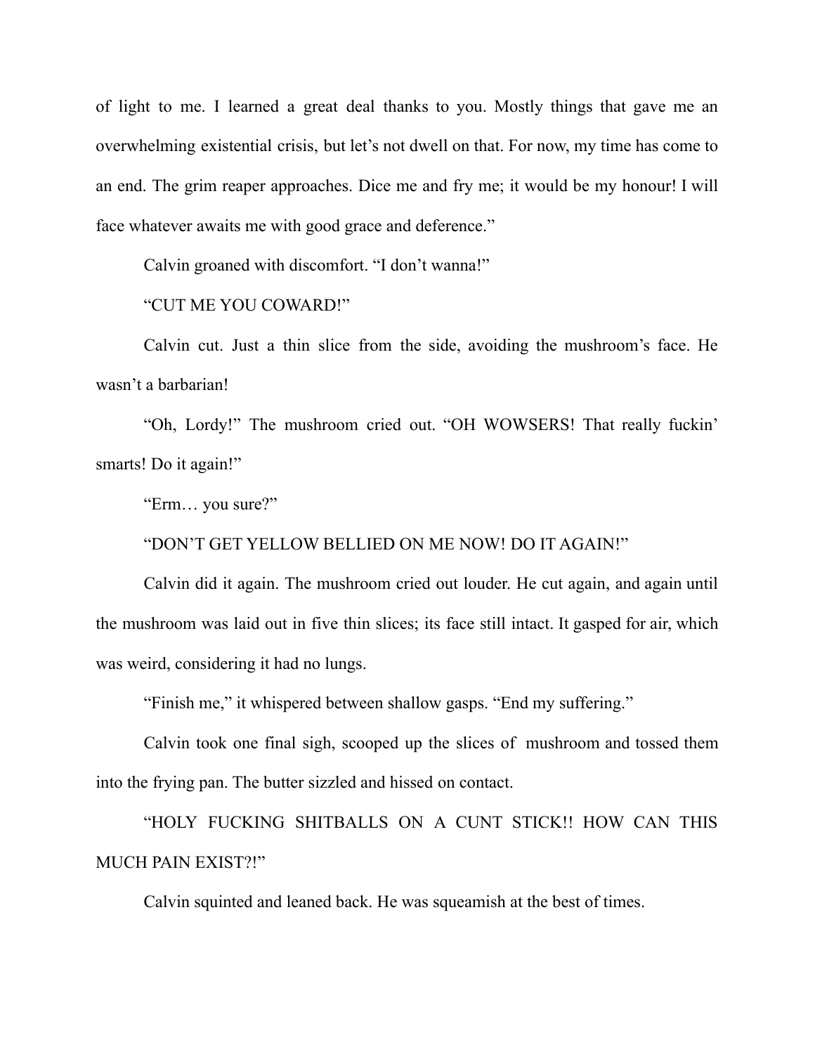of light to me. I learned a great deal thanks to you. Mostly things that gave me an overwhelming existential crisis, but let's not dwell on that. For now, my time has come to an end. The grim reaper approaches. Dice me and fry me; it would be my honour! I will face whatever awaits me with good grace and deference."

Calvin groaned with discomfort. "I don't wanna!"

"CUT ME YOU COWARD!"

Calvin cut. Just a thin slice from the side, avoiding the mushroom's face. He wasn't a barbarian!

"Oh, Lordy!" The mushroom cried out. "OH WOWSERS! That really fuckin' smarts! Do it again!"

"Erm… you sure?"

"DON'T GET YELLOW BELLIED ON ME NOW! DO IT AGAIN!"

Calvin did it again. The mushroom cried out louder. He cut again, and again until the mushroom was laid out in five thin slices; its face still intact. It gasped for air, which was weird, considering it had no lungs.

"Finish me," it whispered between shallow gasps. "End my suffering."

Calvin took one final sigh, scooped up the slices of mushroom and tossed them into the frying pan. The butter sizzled and hissed on contact.

"HOLY FUCKING SHITBALLS ON A CUNT STICK!! HOW CAN THIS MUCH PAIN EXIST?!"

Calvin squinted and leaned back. He was squeamish at the best of times.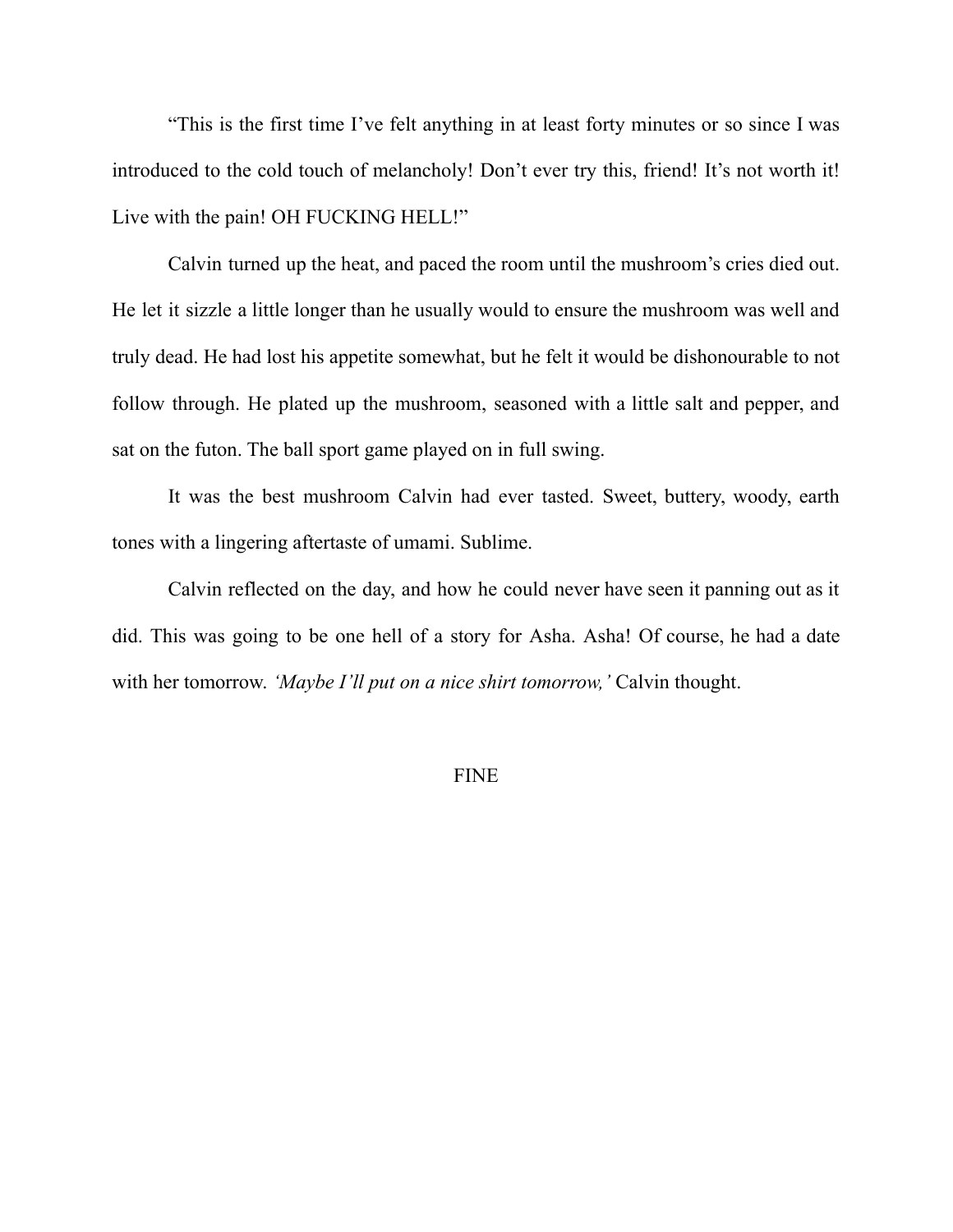"This is the first time I've felt anything in at least forty minutes or so since I was introduced to the cold touch of melancholy! Don't ever try this, friend! It's not worth it! Live with the pain! OH FUCKING HELL!"

Calvin turned up the heat, and paced the room until the mushroom's cries died out. He let it sizzle a little longer than he usually would to ensure the mushroom was well and truly dead. He had lost his appetite somewhat, but he felt it would be dishonourable to not follow through. He plated up the mushroom, seasoned with a little salt and pepper, and sat on the futon. The ball sport game played on in full swing.

It was the best mushroom Calvin had ever tasted. Sweet, buttery, woody, earth tones with a lingering aftertaste of umami. Sublime.

Calvin reflected on the day, and how he could never have seen it panning out as it did. This was going to be one hell of a story for Asha. Asha! Of course, he had a date with her tomorrow. *'Maybe I'll put on a nice shirt tomorrow,'* Calvin thought.

FINE